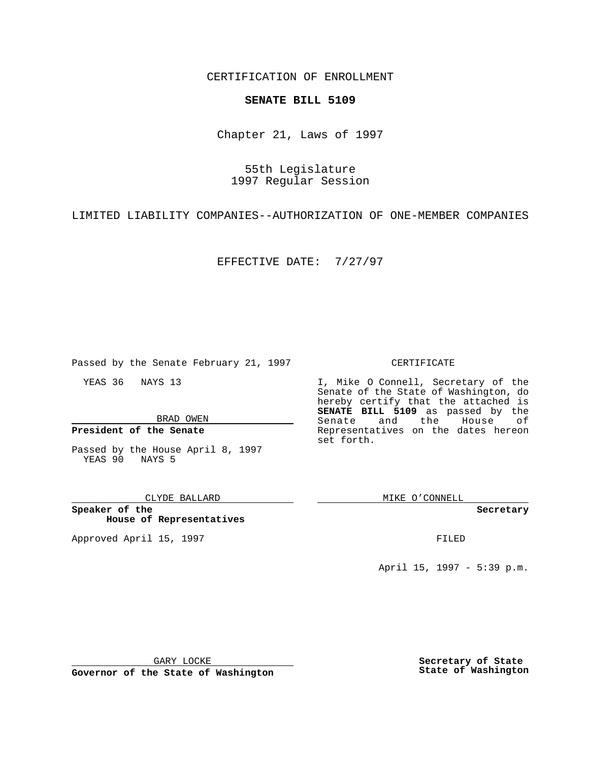CERTIFICATION OF ENROLLMENT

**SENATE BILL 5109**

Chapter 21, Laws of 1997

55th Legislature
1997 Regular Session

LIMITED LIABILITY COMPANIES--AUTHORIZATION OF ONE-MEMBER COMPANIES

EFFECTIVE DATE: 7/27/97

Passed by the Senate February 21, 1997

YEAS 36 NAYS 13

BRAD OWEN

**President of the Senate**

Passed by the House April 8, 1997
YEAS 90 NAYS 5

CLYDE BALLARD

**Speaker of the House of Representatives**

Approved April 15, 1997

GARY LOCKE

**Governor of the State of Washington**

CERTIFICATE

I, Mike O Connell, Secretary of the Senate of the State of Washington, do hereby certify that the attached is **SENATE BILL 5109** as passed by the Senate and the House of Representatives on the dates hereon set forth.

MIKE O'CONNELL

**Secretary**

FILED

April 15, 1997 - 5:39 p.m.

**Secretary of State**
**State of Washington**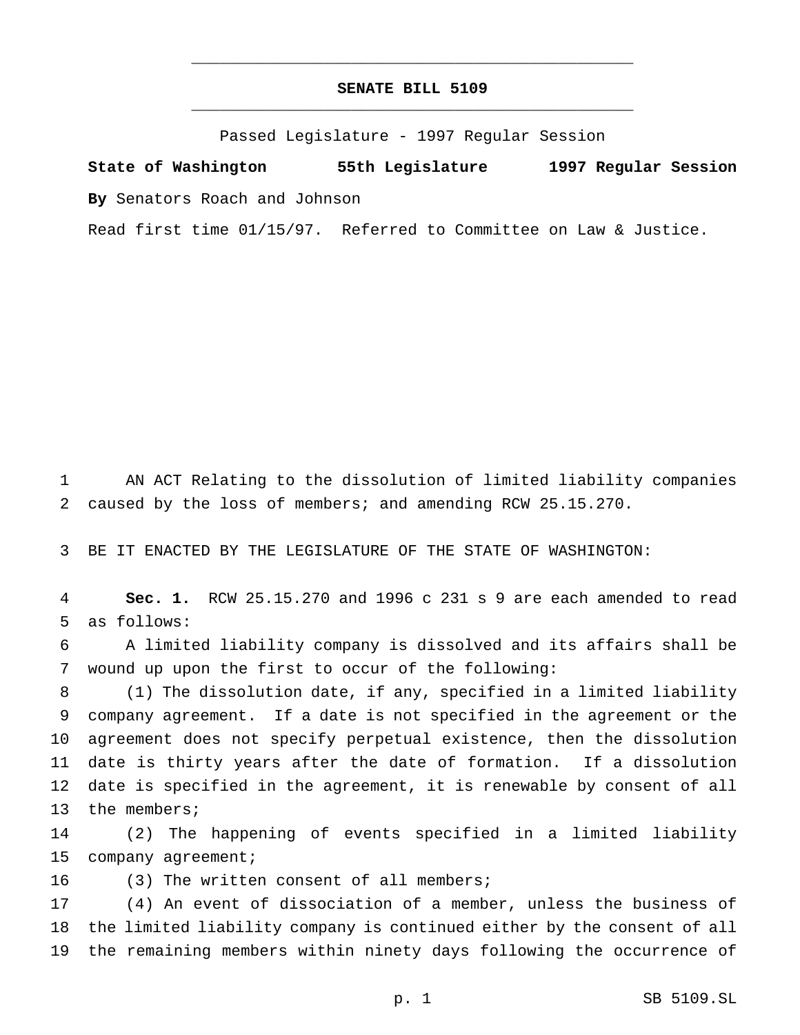# SENATE BILL 5109

Passed Legislature - 1997 Regular Session

**State of Washington 55th Legislature 1997 Regular Session**

**By** Senators Roach and Johnson

Read first time 01/15/97. Referred to Committee on Law & Justice.

AN ACT Relating to the dissolution of limited liability companies caused by the loss of members; and amending RCW 25.15.270.

BE IT ENACTED BY THE LEGISLATURE OF THE STATE OF WASHINGTON:

**Sec. 1.** RCW 25.15.270 and 1996 c 231 s 9 are each amended to read as follows:

A limited liability company is dissolved and its affairs shall be wound up upon the first to occur of the following:

(1) The dissolution date, if any, specified in a limited liability company agreement. If a date is not specified in the agreement or the agreement does not specify perpetual existence, then the dissolution date is thirty years after the date of formation. If a dissolution date is specified in the agreement, it is renewable by consent of all the members;

(2) The happening of events specified in a limited liability company agreement;

(3) The written consent of all members;

(4) An event of dissociation of a member, unless the business of the limited liability company is continued either by the consent of all the remaining members within ninety days following the occurrence of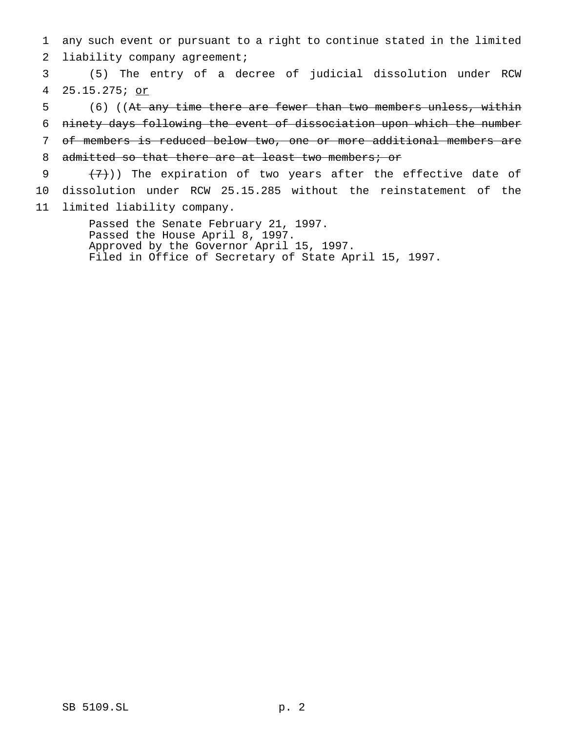any such event or pursuant to a right to continue stated in the limited liability company agreement;

(5) The entry of a decree of judicial dissolution under RCW 25.15.275; <u>or</u>

(6) ((~~At any time there are fewer than two members unless, within ninety days following the event of dissociation upon which the number of members is reduced below two, one or more additional members are admitted so that there are at least two members; or~~

~~(7)~~)) The expiration of two years after the effective date of dissolution under RCW 25.15.285 without the reinstatement of the limited liability company.

Passed the Senate February 21, 1997.
Passed the House April 8, 1997.
Approved by the Governor April 15, 1997.
Filed in Office of Secretary of State April 15, 1997.